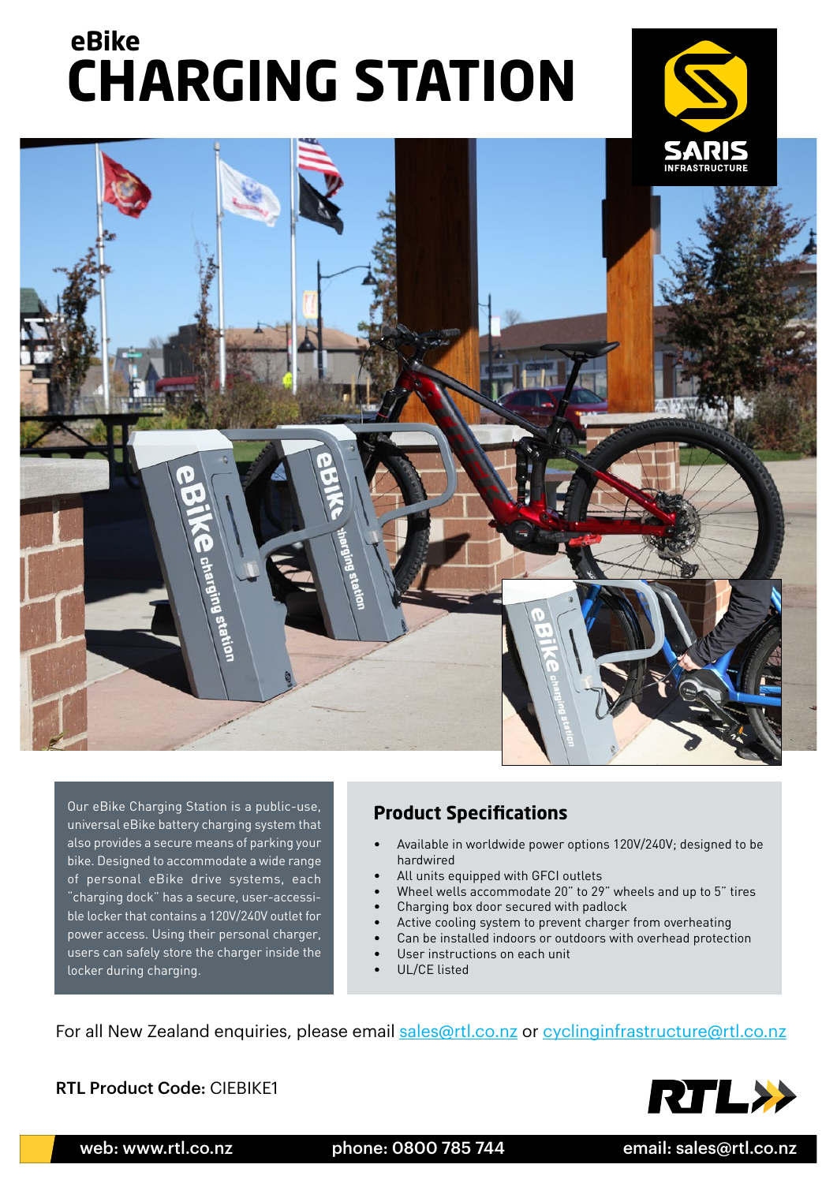# eBike CHARGING STATION

Our eBike Charging Station is a public-use, universal eBike battery charging system that also provides a secure means of parking your bike. Designed to accommodate a wide range of personal eBike drive systems, each "charging dock" has a secure, user-accessible locker that contains a 120V/240V outlet for power access. Using their personal charger, users can safely store the charger inside the locker during charging.

## Product Specifications

- Available in worldwide power options 120V/240V; designed to be hardwired
- All units equipped with GFCI outlets
- Wheel wells accommodate 20" to 29" wheels and up to 5" tires
- Charging box door secured with padlock
- Active cooling system to prevent charger from overheating
- Can be installed indoors or outdoors with overhead protection
- User instructions on each unit
- UL/CE listed

For all New Zealand enquiries, please email sales@rtl.co.nz or cyclinginfrastructure@rtl.co.nz

**RTL Product Code:** CIEBIKE1

**web: www.rtl.co.nz** | **phone: 0800 785 744** | **email: sales@rtl.co.nz**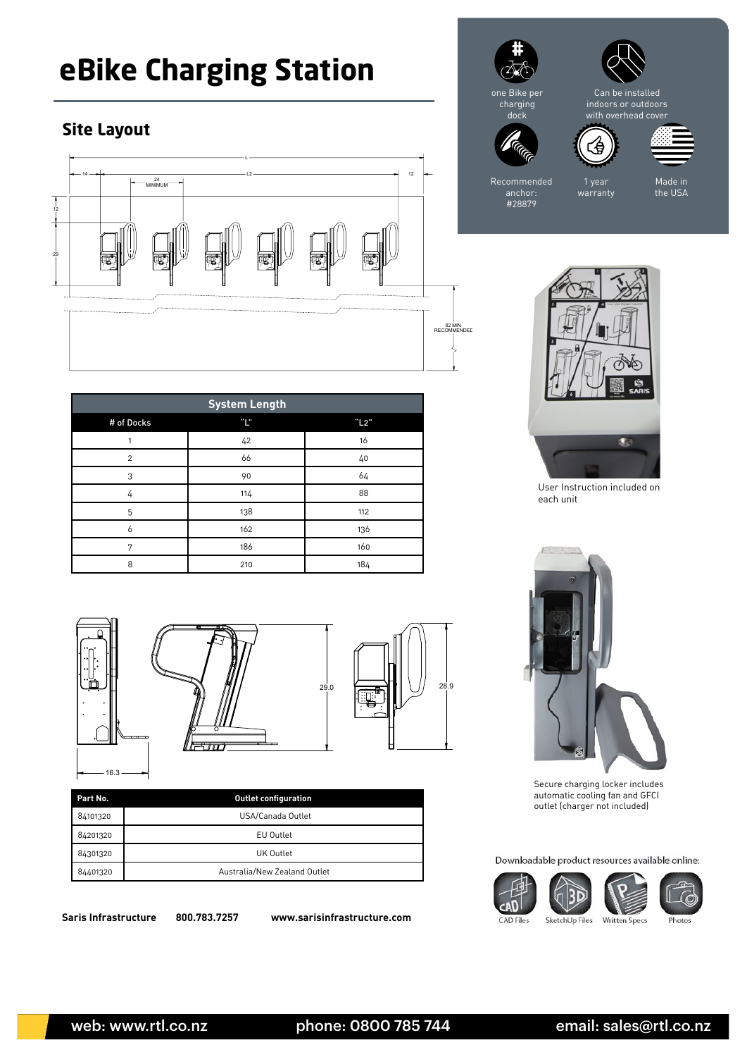# eBike Charging Station

## Site Layout

L

14 L2 12

24 MINIMUM

12

29

82 MIN RECOMMENDED

| System Length | | |
|---|---|---|
| # of Docks | "L" | "L2" |
| 1 | 42 | 16 |
| 2 | 66 | 40 |
| 3 | 90 | 64 |
| 4 | 114 | 88 |
| 5 | 138 | 112 |
| 6 | 162 | 136 |
| 7 | 186 | 160 |
| 8 | 210 | 184 |

16.3

29.0

28.9

| Part No. | Outlet configuration |
|---|---|
| 84101320 | USA/Canada Outlet |
| 84201320 | EU Outlet |
| 84301320 | UK Outlet |
| 84401320 | Australia/New Zealand Outlet |

**Saris Infrastructure** **800.783.7257** **www.sarisinfrastructure.com**

one Bike per charging dock

Can be installed indoors or outdoors with overhead cover

Recommended anchor: #28879

1 year warranty

Made in the USA

User Instruction included on each unit

Secure charging locker includes automatic cooling fan and GFCI outlet (charger not included)

Downloadable product resources available online:

CAD Files SketchUp Files Written Specs Photos

web: www.rtl.co.nz phone: 0800 785 744 email: sales@rtl.co.nz